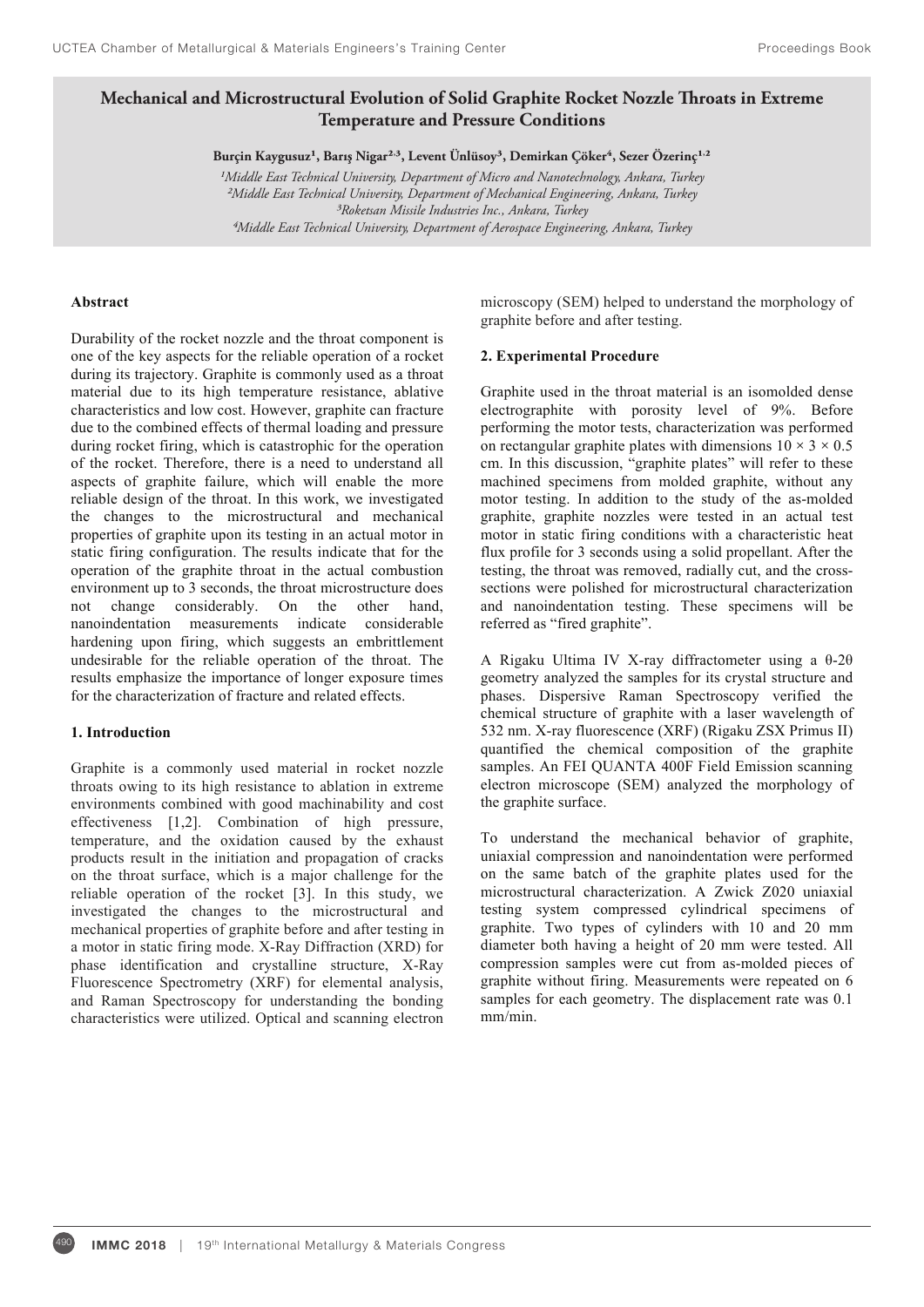# Mechanical and Microstructural Evolution of Solid Graphite Rocket Nozzle Throats in Extreme Temperature and Pressure Conditions

**Burçin Kaygusuz[1], Barış Nigar[2,3], Levent Ünlüsoy[3], Demirkan Çöker[4], Sezer Özerinç[1,2]**

*[1]Middle East Technical University, Department of Micro and Nanotechnology, Ankara, Turkey*
*[2]Middle East Technical University, Department of Mechanical Engineering, Ankara, Turkey*
*[3]Roketsan Missile Industries Inc., Ankara, Turkey*
*[4]Middle East Technical University, Department of Aerospace Engineering, Ankara, Turkey*

## Abstract

Durability of the rocket nozzle and the throat component is one of the key aspects for the reliable operation of a rocket during its trajectory. Graphite is commonly used as a throat material due to its high temperature resistance, ablative characteristics and low cost. However, graphite can fracture due to the combined effects of thermal loading and pressure during rocket firing, which is catastrophic for the operation of the rocket. Therefore, there is a need to understand all aspects of graphite failure, which will enable the more reliable design of the throat. In this work, we investigated the changes to the microstructural and mechanical properties of graphite upon its testing in an actual motor in static firing configuration. The results indicate that for the operation of the graphite throat in the actual combustion environment up to 3 seconds, the throat microstructure does not change considerably. On the other hand, nanoindentation measurements indicate considerable hardening upon firing, which suggests an embrittlement undesirable for the reliable operation of the throat. The results emphasize the importance of longer exposure times for the characterization of fracture and related effects.

## 1. Introduction

Graphite is a commonly used material in rocket nozzle throats owing to its high resistance to ablation in extreme environments combined with good machinability and cost effectiveness [1,2]. Combination of high pressure, temperature, and the oxidation caused by the exhaust products result in the initiation and propagation of cracks on the throat surface, which is a major challenge for the reliable operation of the rocket [3]. In this study, we investigated the changes to the microstructural and mechanical properties of graphite before and after testing in a motor in static firing mode. X-Ray Diffraction (XRD) for phase identification and crystalline structure, X-Ray Fluorescence Spectrometry (XRF) for elemental analysis, and Raman Spectroscopy for understanding the bonding characteristics were utilized. Optical and scanning electron microscopy (SEM) helped to understand the morphology of graphite before and after testing.

## 2. Experimental Procedure

Graphite used in the throat material is an isomolded dense electrographite with porosity level of 9%. Before performing the motor tests, characterization was performed on rectangular graphite plates with dimensions $10 \times 3 \times 0.5$ cm. In this discussion, "graphite plates" will refer to these machined specimens from molded graphite, without any motor testing. In addition to the study of the as-molded graphite, graphite nozzles were tested in an actual test motor in static firing conditions with a characteristic heat flux profile for 3 seconds using a solid propellant. After the testing, the throat was removed, radially cut, and the cross-sections were polished for microstructural characterization and nanoindentation testing. These specimens will be referred as "fired graphite".

A Rigaku Ultima IV X-ray diffractometer using a $\theta$-$2\theta$ geometry analyzed the samples for its crystal structure and phases. Dispersive Raman Spectroscopy verified the chemical structure of graphite with a laser wavelength of 532 nm. X-ray fluorescence (XRF) (Rigaku ZSX Primus II) quantified the chemical composition of the graphite samples. An FEI QUANTA 400F Field Emission scanning electron microscope (SEM) analyzed the morphology of the graphite surface.

To understand the mechanical behavior of graphite, uniaxial compression and nanoindentation were performed on the same batch of the graphite plates used for the microstructural characterization. A Zwick Z020 uniaxial testing system compressed cylindrical specimens of graphite. Two types of cylinders with 10 and 20 mm diameter both having a height of 20 mm were tested. All compression samples were cut from as-molded pieces of graphite without firing. Measurements were repeated on 6 samples for each geometry. The displacement rate was 0.1 mm/min.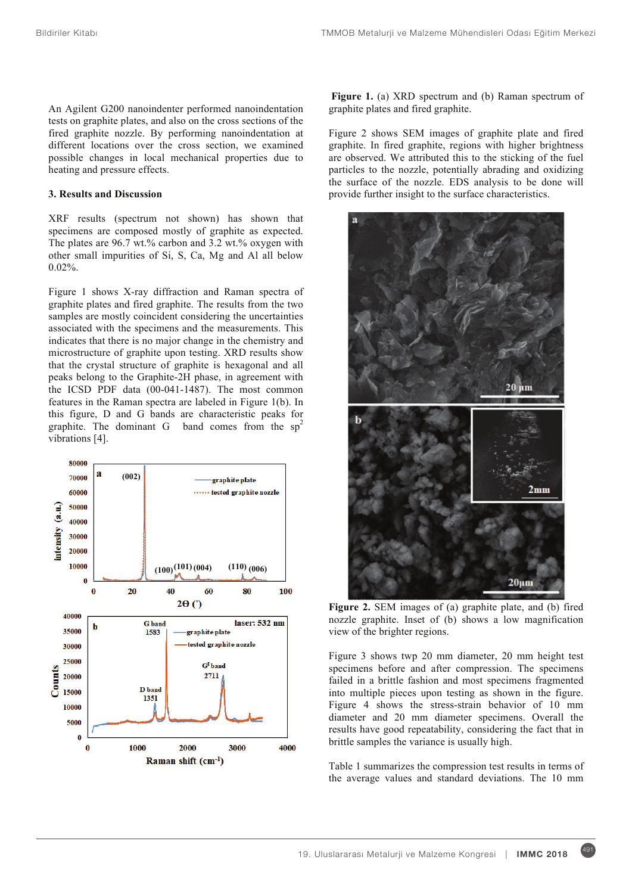An Agilent G200 nanoindenter performed nanoindentation tests on graphite plates, and also on the cross sections of the fired graphite nozzle. By performing nanoindentation at different locations over the cross section, we examined possible changes in local mechanical properties due to heating and pressure effects.

### 3. Results and Discussion

XRF results (spectrum not shown) has shown that specimens are composed mostly of graphite as expected. The plates are 96.7 wt.% carbon and 3.2 wt.% oxygen with other small impurities of Si, S, Ca, Mg and Al all below 0.02%.

Figure 1 shows X-ray diffraction and Raman spectra of graphite plates and fired graphite. The results from the two samples are mostly coincident considering the uncertainties associated with the specimens and the measurements. This indicates that there is no major change in the chemistry and microstructure of graphite upon testing. XRD results show that the crystal structure of graphite is hexagonal and all peaks belong to the Graphite-2H phase, in agreement with the ICSD PDF data (00-041-1487). The most common features in the Raman spectra are labeled in Figure 1(b). In this figure, D and G bands are characteristic peaks for graphite. The dominant G band comes from the $sp^2$ vibrations [4].

**Figure 1.** (a) XRD spectrum and (b) Raman spectrum of graphite plates and fired graphite.

Figure 2 shows SEM images of graphite plate and fired graphite. In fired graphite, regions with higher brightness are observed. We attributed this to the sticking of the fuel particles to the nozzle, potentially abrading and oxidizing the surface of the nozzle. EDS analysis to be done will provide further insight to the surface characteristics.

**Figure 2.** SEM images of (a) graphite plate, and (b) fired nozzle graphite. Inset of (b) shows a low magnification view of the brighter regions.

Figure 3 shows twp 20 mm diameter, 20 mm height test specimens before and after compression. The specimens failed in a brittle fashion and most specimens fragmented into multiple pieces upon testing as shown in the figure. Figure 4 shows the stress-strain behavior of 10 mm diameter and 20 mm diameter specimens. Overall the results have good repeatability, considering the fact that in brittle samples the variance is usually high.

Table 1 summarizes the compression test results in terms of the average values and standard deviations. The 10 mm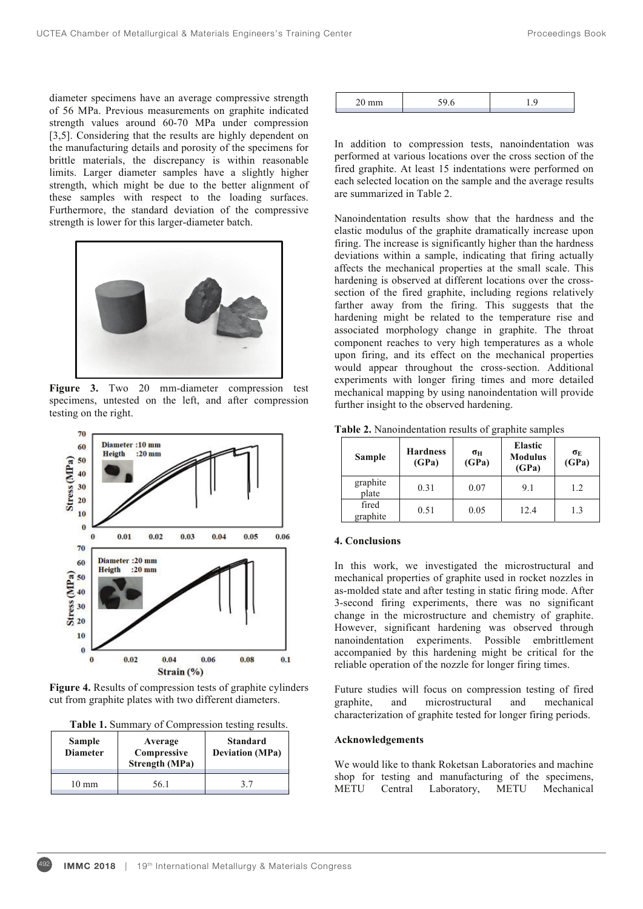diameter specimens have an average compressive strength of 56 MPa. Previous measurements on graphite indicated strength values around 60-70 MPa under compression [3,5]. Considering that the results are highly dependent on the manufacturing details and porosity of the specimens for brittle materials, the discrepancy is within reasonable limits. Larger diameter samples have a slightly higher strength, which might be due to the better alignment of these samples with respect to the loading surfaces. Furthermore, the standard deviation of the compressive strength is lower for this larger-diameter batch.

**Figure 3.** Two 20 mm-diameter compression test specimens, untested on the left, and after compression testing on the right.

**Figure 4.** Results of compression tests of graphite cylinders cut from graphite plates with two different diameters.

**Table 1.** Summary of Compression testing results.

| Sample Diameter | Average Compressive Strength (MPa) | Standard Deviation (MPa) |
|---|---|---|
| 10 mm | 56.1 | 3.7 |
| 20 mm | 59.6 | 1.9 |

In addition to compression tests, nanoindentation was performed at various locations over the cross section of the fired graphite. At least 15 indentations were performed on each selected location on the sample and the average results are summarized in Table 2.

Nanoindentation results show that the hardness and the elastic modulus of the graphite dramatically increase upon firing. The increase is significantly higher than the hardness deviations within a sample, indicating that firing actually affects the mechanical properties at the small scale. This hardening is observed at different locations over the cross-section of the fired graphite, including regions relatively farther away from the firing. This suggests that the hardening might be related to the temperature rise and associated morphology change in graphite. The throat component reaches to very high temperatures as a whole upon firing, and its effect on the mechanical properties would appear throughout the cross-section. Additional experiments with longer firing times and more detailed mechanical mapping by using nanoindentation will provide further insight to the observed hardening.

**Table 2.** Nanoindentation results of graphite samples

| Sample | Hardness (GPa) | $\sigma_H$ (GPa) | Elastic Modulus (GPa) | $\sigma_E$ (GPa) |
|---|---|---|---|---|
| graphite plate | 0.31 | 0.07 | 9.1 | 1.2 |
| fired graphite | 0.51 | 0.05 | 12.4 | 1.3 |

## 4. Conclusions

In this work, we investigated the microstructural and mechanical properties of graphite used in rocket nozzles in as-molded state and after testing in static firing mode. After 3-second firing experiments, there was no significant change in the microstructure and chemistry of graphite. However, significant hardening was observed through nanoindentation experiments. Possible embrittlement accompanied by this hardening might be critical for the reliable operation of the nozzle for longer firing times.

Future studies will focus on compression testing of fired graphite, and microstructural and mechanical characterization of graphite tested for longer firing periods.

### Acknowledgements

We would like to thank Roketsan Laboratories and machine shop for testing and manufacturing of the specimens, METU Central Laboratory, METU Mechanical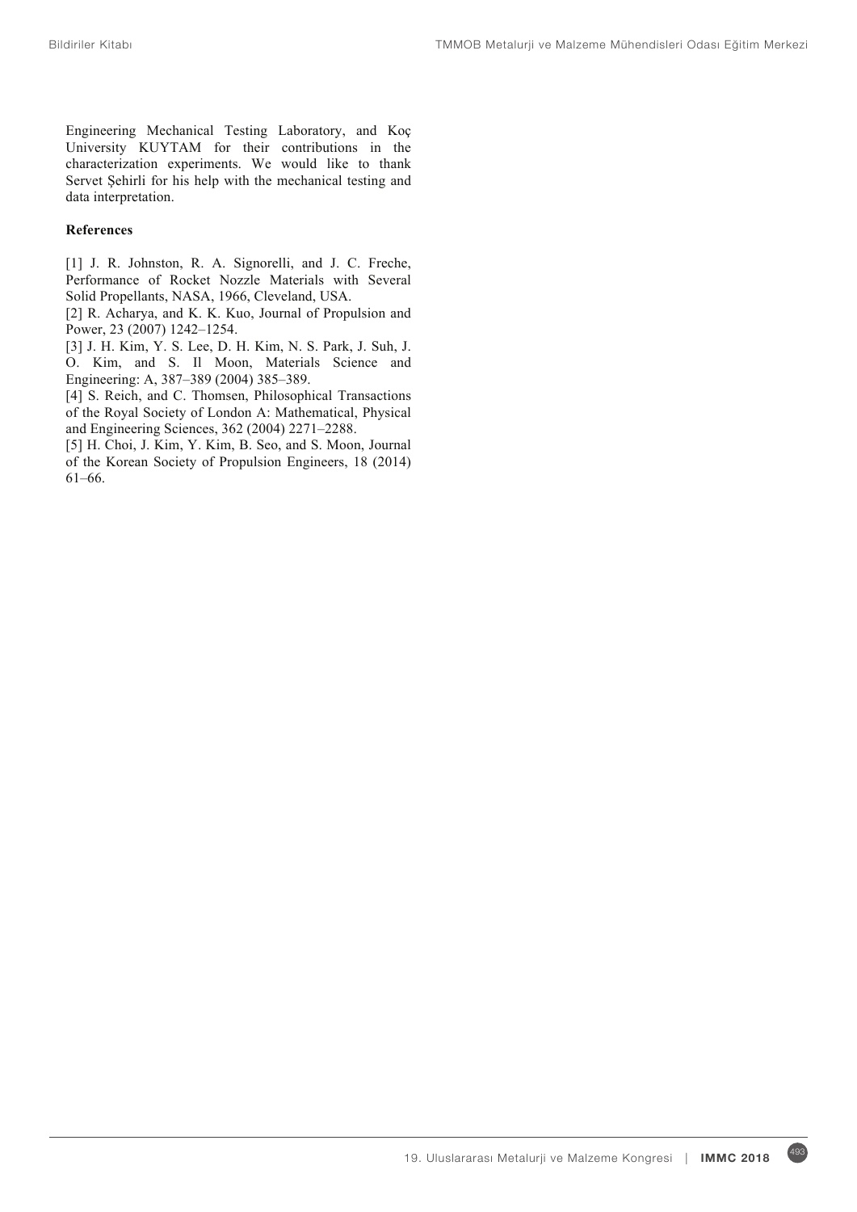Engineering Mechanical Testing Laboratory, and Koç University KUYTAM for their contributions in the characterization experiments. We would like to thank Servet Şehirli for his help with the mechanical testing and data interpretation.

## References

[1] J. R. Johnston, R. A. Signorelli, and J. C. Freche, Performance of Rocket Nozzle Materials with Several Solid Propellants, NASA, 1966, Cleveland, USA.

[2] R. Acharya, and K. K. Kuo, Journal of Propulsion and Power, 23 (2007) 1242–1254.

[3] J. H. Kim, Y. S. Lee, D. H. Kim, N. S. Park, J. Suh, J. O. Kim, and S. Il Moon, Materials Science and Engineering: A, 387–389 (2004) 385–389.

[4] S. Reich, and C. Thomsen, Philosophical Transactions of the Royal Society of London A: Mathematical, Physical and Engineering Sciences, 362 (2004) 2271–2288.

[5] H. Choi, J. Kim, Y. Kim, B. Seo, and S. Moon, Journal of the Korean Society of Propulsion Engineers, 18 (2014) 61–66.